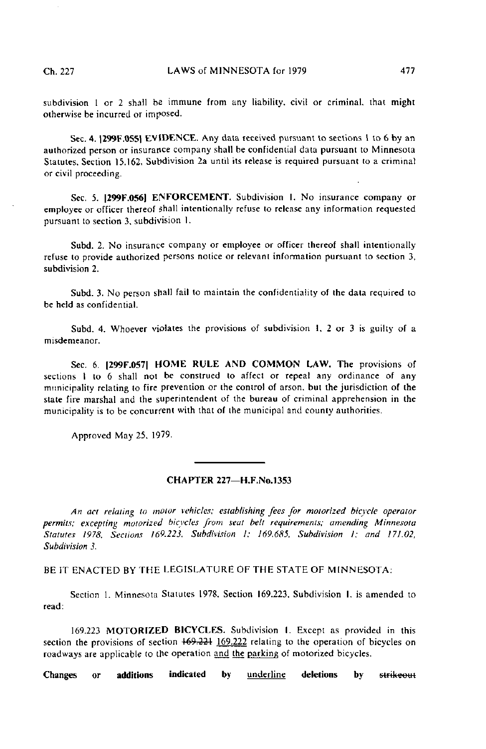subdivision 1 or 2 shall be immune from any liability, civil or criminal, that might otherwise be incurred or imposed.

Sec. 4. **[299F.055] EVIDENCE.** Any data received pursuant to sections 1 to 6 by an authorized person or insurance company shall be confidential data pursuant to Minnesota Statutes, Section 15.162, Subdivision 2a until its release is required pursuant to a criminal or civil proceeding.

Sec. 5. **[299F.056] ENFORCEMENT.** Subdivision 1. No insurance company or employee or officer thereof shall intentionally refuse to release any information requested pursuant to section 3, subdivision 1.

Subd. 2. No insurance company or employee or officer thereof shall intentionally refuse to provide authorized persons notice or relevant information pursuant to section 3, subdivision 2.

Subd. 3. No person shall fail to maintain the confidentiality of the data required to be held as confidential.

Subd. 4. Whoever violates the provisions of subdivision 1, 2 or 3 is guilty of a misdemeanor.

Sec. 6. **[299F.057] HOME RULE AND COMMON LAW.** The provisions of sections 1 to 6 shall not be construed to affect or repeal any ordinance of any municipality relating to fire prevention or the control of arson, but the jurisdiction of the state fire marshal and the superintendent of the bureau of criminal apprehension in the municipality is to be concurrent with that of the municipal and county authorities.

Approved May 25, 1979.

---

## CHAPTER 227—H.F.No.1353

*An act relating to motor vehicles; establishing fees for motorized bicycle operator permits; excepting motorized bicycles from seat belt requirements; amending Minnesota Statutes 1978, Sections 169.223, Subdivision 1; 169.685, Subdivision 1; and 171.02, Subdivision 3.*

BE IT ENACTED BY THE LEGISLATURE OF THE STATE OF MINNESOTA:

Section 1. Minnesota Statutes 1978, Section 169.223, Subdivision 1, is amended to read:

169.223 **MOTORIZED BICYCLES.** Subdivision 1. Except as provided in this section the provisions of section ~~169.221~~ <u>169.222</u> relating to the operation of bicycles on roadways are applicable to the operation <u>and the</u> <u>parking</u> of motorized bicycles.

**Changes or additions indicated by** <u>underline</u> **deletions by** ~~strikeout~~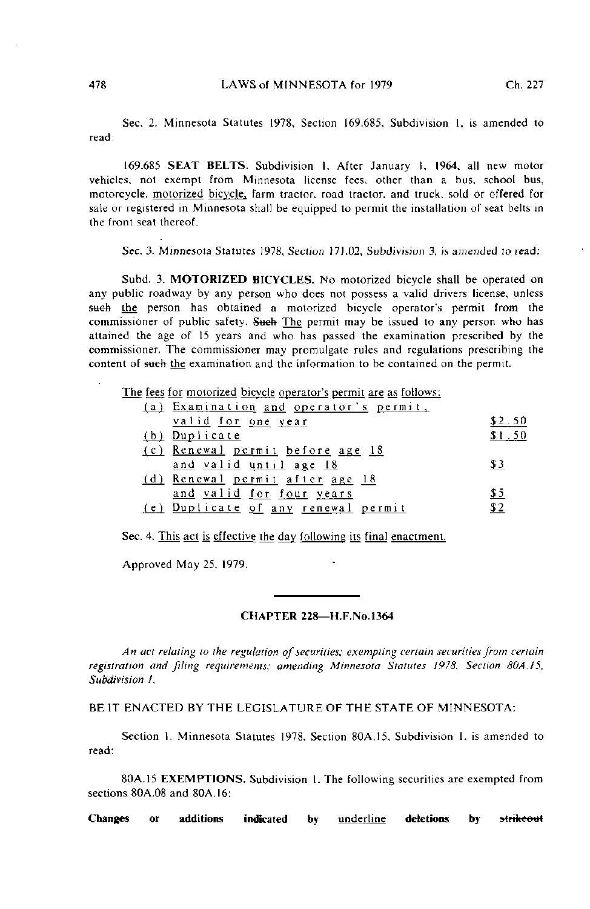Sec. 2. Minnesota Statutes 1978, Section 169.685, Subdivision 1, is amended to read:

169.685 **SEAT BELTS.** Subdivision 1. After January 1, 1964, all new motor vehicles, not exempt from Minnesota license fees, other than a bus, school bus, motorcycle, <u>motorized bicycle,</u> farm tractor, road tractor, and truck, sold or offered for sale or registered in Minnesota shall be equipped to permit the installation of seat belts in the front seat thereof.

Sec. 3. Minnesota Statutes 1978, Section 171.02, Subdivision 3, is amended to read:

Subd. 3. **MOTORIZED BICYCLES.** No motorized bicycle shall be operated on any public roadway by any person who does not possess a valid drivers license, unless ~~such~~ <u>the</u> person has obtained a motorized bicycle operator's permit from the commissioner of public safety. ~~Such~~ <u>The</u> permit may be issued to any person who has attained the age of 15 years and who has passed the examination prescribed by the commissioner. The commissioner may promulgate rules and regulations prescribing the content of ~~such~~ <u>the</u> examination and the information to be contained on the permit.

<u>The fees for motorized bicycle operator's permit are as follows:</u>

| | |
|---|---|
| <u>(a) Examination and operator's permit, valid for one year</u> | <u>$2.50</u> |
| <u>(b) Duplicate</u> | <u>$1.50</u> |
| <u>(c) Renewal permit before age 18 and valid until age 18</u> | <u>$3</u> |
| <u>(d) Renewal permit after age 18 and valid for four years</u> | <u>$5</u> |
| <u>(e) Duplicate of any renewal permit</u> | <u>$2</u> |

Sec. 4. <u>This act is effective the day following its final enactment.</u>

Approved May 25, 1979.

---

## CHAPTER 228—H.F.No.1364

*An act relating to the regulation of securities; exempting certain securities from certain registration and filing requirements; amending Minnesota Statutes 1978, Section 80A.15, Subdivision 1.*

BE IT ENACTED BY THE LEGISLATURE OF THE STATE OF MINNESOTA:

Section 1. Minnesota Statutes 1978, Section 80A.15, Subdivision 1, is amended to read:

80A.15 **EXEMPTIONS.** Subdivision 1. The following securities are exempted from sections 80A.08 and 80A.16:

**Changes or additions indicated by** <u>underline</u> **deletions by** ~~strikeout~~